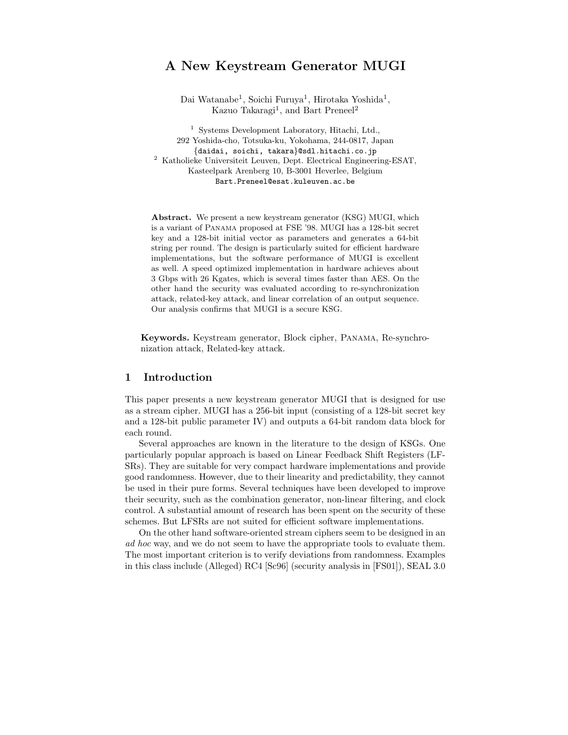# A New Keystream Generator MUGI

Dai Watanabe[1], Soichi Furuya[1], Hirotaka Yoshida[1], Kazuo Takaragi[1], and Bart Preneel[2]

[1] Systems Development Laboratory, Hitachi, Ltd., 292 Yoshida-cho, Totsuka-ku, Yokohama, 244-0817, Japan
{daidai, soichi, takara}@sdl.hitachi.co.jp

[2] Katholieke Universiteit Leuven, Dept. Electrical Engineering-ESAT, Kasteelpark Arenberg 10, B-3001 Heverlee, Belgium
Bart.Preneel@esat.kuleuven.ac.be

**Abstract.** We present a new keystream generator (KSG) MUGI, which is a variant of PANAMA proposed at FSE '98. MUGI has a 128-bit secret key and a 128-bit initial vector as parameters and generates a 64-bit string per round. The design is particularly suited for efficient hardware implementations, but the software performance of MUGI is excellent as well. A speed optimized implementation in hardware achieves about 3 Gbps with 26 Kgates, which is several times faster than AES. On the other hand the security was evaluated according to re-synchronization attack, related-key attack, and linear correlation of an output sequence. Our analysis confirms that MUGI is a secure KSG.

**Keywords.** Keystream generator, Block cipher, PANAMA, Re-synchronization attack, Related-key attack.

## 1 Introduction

This paper presents a new keystream generator MUGI that is designed for use as a stream cipher. MUGI has a 256-bit input (consisting of a 128-bit secret key and a 128-bit public parameter IV) and outputs a 64-bit random data block for each round.

Several approaches are known in the literature to the design of KSGs. One particularly popular approach is based on Linear Feedback Shift Registers (LFSRs). They are suitable for very compact hardware implementations and provide good randomness. However, due to their linearity and predictability, they cannot be used in their pure forms. Several techniques have been developed to improve their security, such as the combination generator, non-linear filtering, and clock control. A substantial amount of research has been spent on the security of these schemes. But LFSRs are not suited for efficient software implementations.

On the other hand software-oriented stream ciphers seem to be designed in an *ad hoc* way, and we do not seem to have the appropriate tools to evaluate them. The most important criterion is to verify deviations from randomness. Examples in this class include (Alleged) RC4 [Sc96] (security analysis in [FS01]), SEAL 3.0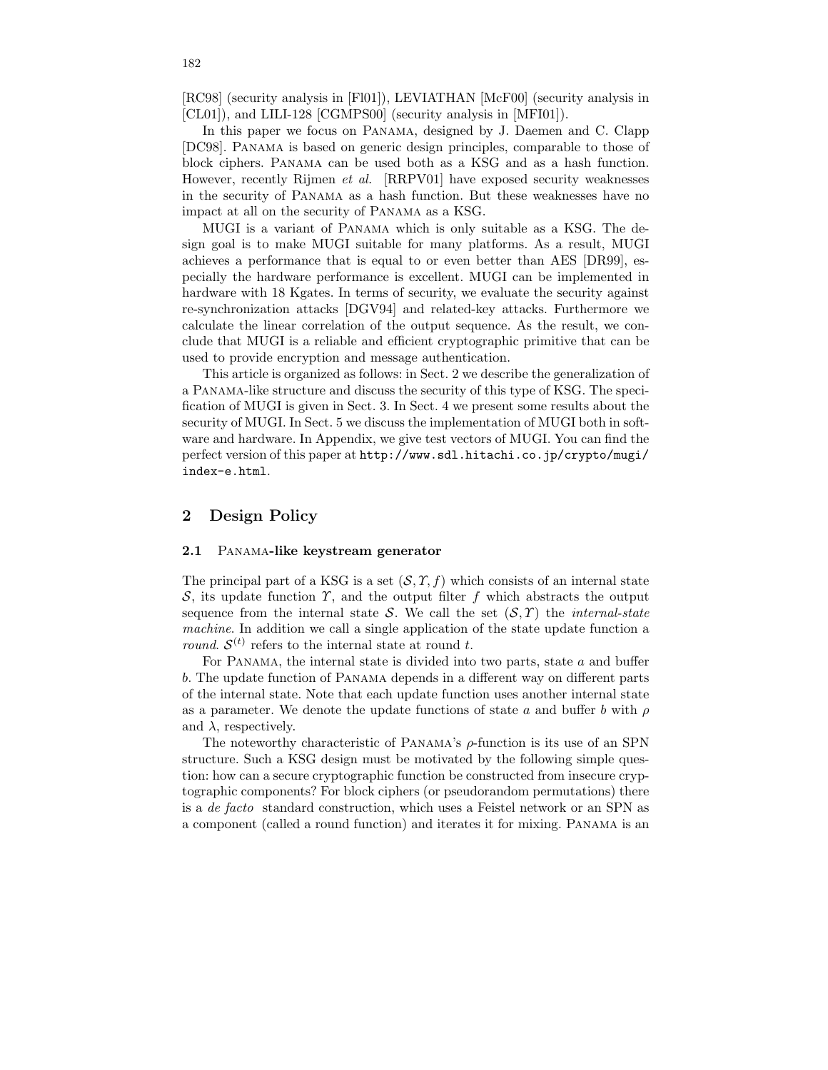[RC98] (security analysis in [Fl01]), LEVIATHAN [McF00] (security analysis in [CL01]), and LILI-128 [CGMPS00] (security analysis in [MFI01]).

In this paper we focus on PANAMA, designed by J. Daemen and C. Clapp [DC98]. PANAMA is based on generic design principles, comparable to those of block ciphers. PANAMA can be used both as a KSG and as a hash function. However, recently Rijmen *et al.* [RRPV01] have exposed security weaknesses in the security of PANAMA as a hash function. But these weaknesses have no impact at all on the security of PANAMA as a KSG.

MUGI is a variant of PANAMA which is only suitable as a KSG. The design goal is to make MUGI suitable for many platforms. As a result, MUGI achieves a performance that is equal to or even better than AES [DR99], especially the hardware performance is excellent. MUGI can be implemented in hardware with 18 Kgates. In terms of security, we evaluate the security against re-synchronization attacks [DGV94] and related-key attacks. Furthermore we calculate the linear correlation of the output sequence. As the result, we conclude that MUGI is a reliable and efficient cryptographic primitive that can be used to provide encryption and message authentication.

This article is organized as follows: in Sect. 2 we describe the generalization of a PANAMA-like structure and discuss the security of this type of KSG. The specification of MUGI is given in Sect. 3. In Sect. 4 we present some results about the security of MUGI. In Sect. 5 we discuss the implementation of MUGI both in software and hardware. In Appendix, we give test vectors of MUGI. You can find the perfect version of this paper at `http://www.sdl.hitachi.co.jp/crypto/mugi/index-e.html`.

## 2 Design Policy

### 2.1 PANAMA-like keystream generator

The principal part of a KSG is a set $(\mathcal{S}, \Upsilon, f)$ which consists of an internal state $\mathcal{S}$, its update function $\Upsilon$, and the output filter $f$ which abstracts the output sequence from the internal state $\mathcal{S}$. We call the set $(\mathcal{S}, \Upsilon)$ the *internal-state machine*. In addition we call a single application of the state update function a *round*. $\mathcal{S}^{(t)}$ refers to the internal state at round $t$.

For PANAMA, the internal state is divided into two parts, state $a$ and buffer $b$. The update function of PANAMA depends in a different way on different parts of the internal state. Note that each update function uses another internal state as a parameter. We denote the update functions of state $a$ and buffer $b$ with $\rho$ and $\lambda$, respectively.

The noteworthy characteristic of PANAMA's $\rho$-function is its use of an SPN structure. Such a KSG design must be motivated by the following simple question: how can a secure cryptographic function be constructed from insecure cryptographic components? For block ciphers (or pseudorandom permutations) there is a *de facto* standard construction, which uses a Feistel network or an SPN as a component (called a round function) and iterates it for mixing. PANAMA is an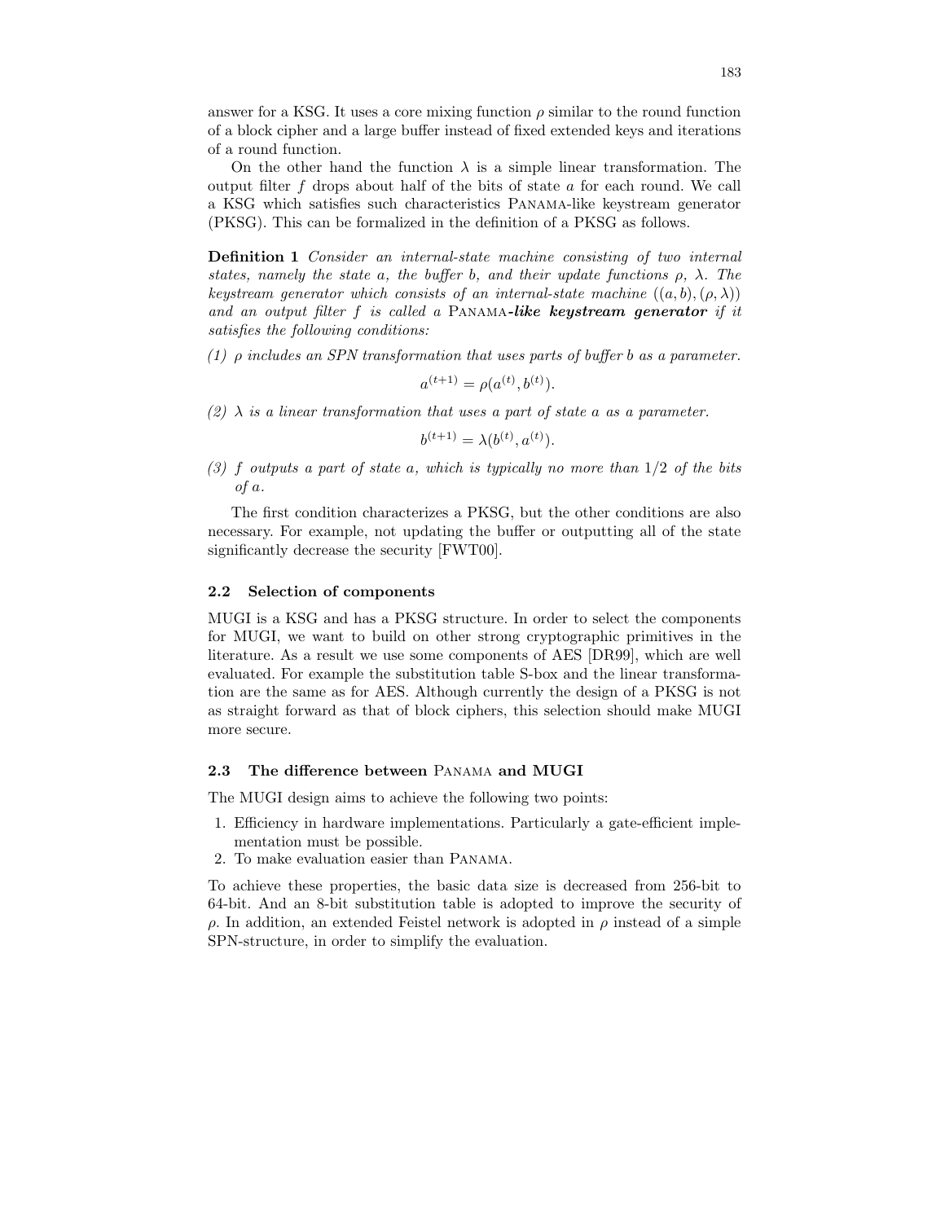answer for a KSG. It uses a core mixing function $\rho$ similar to the round function of a block cipher and a large buffer instead of fixed extended keys and iterations of a round function.

On the other hand the function $\lambda$ is a simple linear transformation. The output filter $f$ drops about half of the bits of state $a$ for each round. We call a KSG which satisfies such characteristics Panama-like keystream generator (PKSG). This can be formalized in the definition of a PKSG as follows.

**Definition 1** *Consider an internal-state machine consisting of two internal states, namely the state $a$, the buffer $b$, and their update functions $\rho$, $\lambda$. The keystream generator which consists of an internal-state machine $((a, b), (\rho, \lambda))$ and an output filter $f$ is called a* Panama***-like keystream generator*** *if it satisfies the following conditions:*

*(1) $\rho$ includes an SPN transformation that uses parts of buffer $b$ as a parameter.*

$$a^{(t+1)} = \rho(a^{(t)}, b^{(t)}).$$

*(2) $\lambda$ is a linear transformation that uses a part of state $a$ as a parameter.*

$$b^{(t+1)} = \lambda(b^{(t)}, a^{(t)}).$$

*(3) $f$ outputs a part of state $a$, which is typically no more than $1/2$ of the bits of $a$.*

The first condition characterizes a PKSG, but the other conditions are also necessary. For example, not updating the buffer or outputting all of the state significantly decrease the security [FWT00].

### 2.2 Selection of components

MUGI is a KSG and has a PKSG structure. In order to select the components for MUGI, we want to build on other strong cryptographic primitives in the literature. As a result we use some components of AES [DR99], which are well evaluated. For example the substitution table S-box and the linear transformation are the same as for AES. Although currently the design of a PKSG is not as straight forward as that of block ciphers, this selection should make MUGI more secure.

### 2.3 The difference between Panama and MUGI

The MUGI design aims to achieve the following two points:

1. Efficiency in hardware implementations. Particularly a gate-efficient implementation must be possible.
2. To make evaluation easier than Panama.

To achieve these properties, the basic data size is decreased from 256-bit to 64-bit. And an 8-bit substitution table is adopted to improve the security of $\rho$. In addition, an extended Feistel network is adopted in $\rho$ instead of a simple SPN-structure, in order to simplify the evaluation.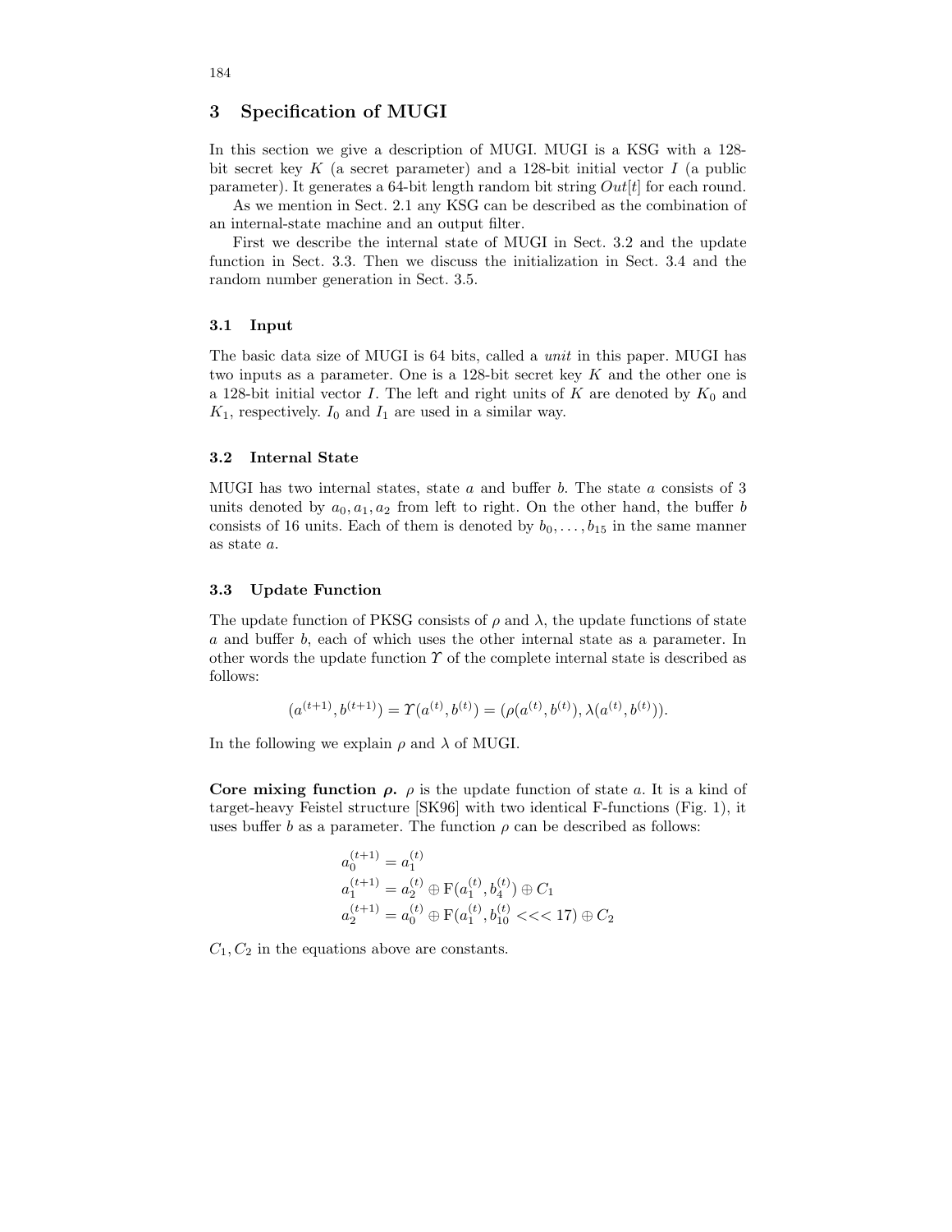## 3 Specification of MUGI

In this section we give a description of MUGI. MUGI is a KSG with a 128-bit secret key $K$ (a secret parameter) and a 128-bit initial vector $I$ (a public parameter). It generates a 64-bit length random bit string $Out[t]$ for each round.

As we mention in Sect. 2.1 any KSG can be described as the combination of an internal-state machine and an output filter.

First we describe the internal state of MUGI in Sect. 3.2 and the update function in Sect. 3.3. Then we discuss the initialization in Sect. 3.4 and the random number generation in Sect. 3.5.

### 3.1 Input

The basic data size of MUGI is 64 bits, called a *unit* in this paper. MUGI has two inputs as a parameter. One is a 128-bit secret key $K$ and the other one is a 128-bit initial vector $I$. The left and right units of $K$ are denoted by $K_0$ and $K_1$, respectively. $I_0$ and $I_1$ are used in a similar way.

### 3.2 Internal State

MUGI has two internal states, state $a$ and buffer $b$. The state $a$ consists of 3 units denoted by $a_0, a_1, a_2$ from left to right. On the other hand, the buffer $b$ consists of 16 units. Each of them is denoted by $b_0, \ldots, b_{15}$ in the same manner as state $a$.

### 3.3 Update Function

The update function of PKSG consists of $\rho$ and $\lambda$, the update functions of state $a$ and buffer $b$, each of which uses the other internal state as a parameter. In other words the update function $\Upsilon$ of the complete internal state is described as follows:

$$(a^{(t+1)}, b^{(t+1)}) = \Upsilon(a^{(t)}, b^{(t)}) = (\rho(a^{(t)}, b^{(t)}), \lambda(a^{(t)}, b^{(t)})).$$

In the following we explain $\rho$ and $\lambda$ of MUGI.

**Core mixing function $\rho$.** $\rho$ is the update function of state $a$. It is a kind of target-heavy Feistel structure [SK96] with two identical F-functions (Fig. 1), it uses buffer $b$ as a parameter. The function $\rho$ can be described as follows:

$$\begin{aligned}
a_0^{(t+1)} &= a_1^{(t)} \\
a_1^{(t+1)} &= a_2^{(t)} \oplus \mathrm{F}(a_1^{(t)}, b_4^{(t)}) \oplus C_1 \\
a_2^{(t+1)} &= a_0^{(t)} \oplus \mathrm{F}(a_1^{(t)}, b_{10}^{(t)} <<< 17) \oplus C_2
\end{aligned}$$

$C_1, C_2$ in the equations above are constants.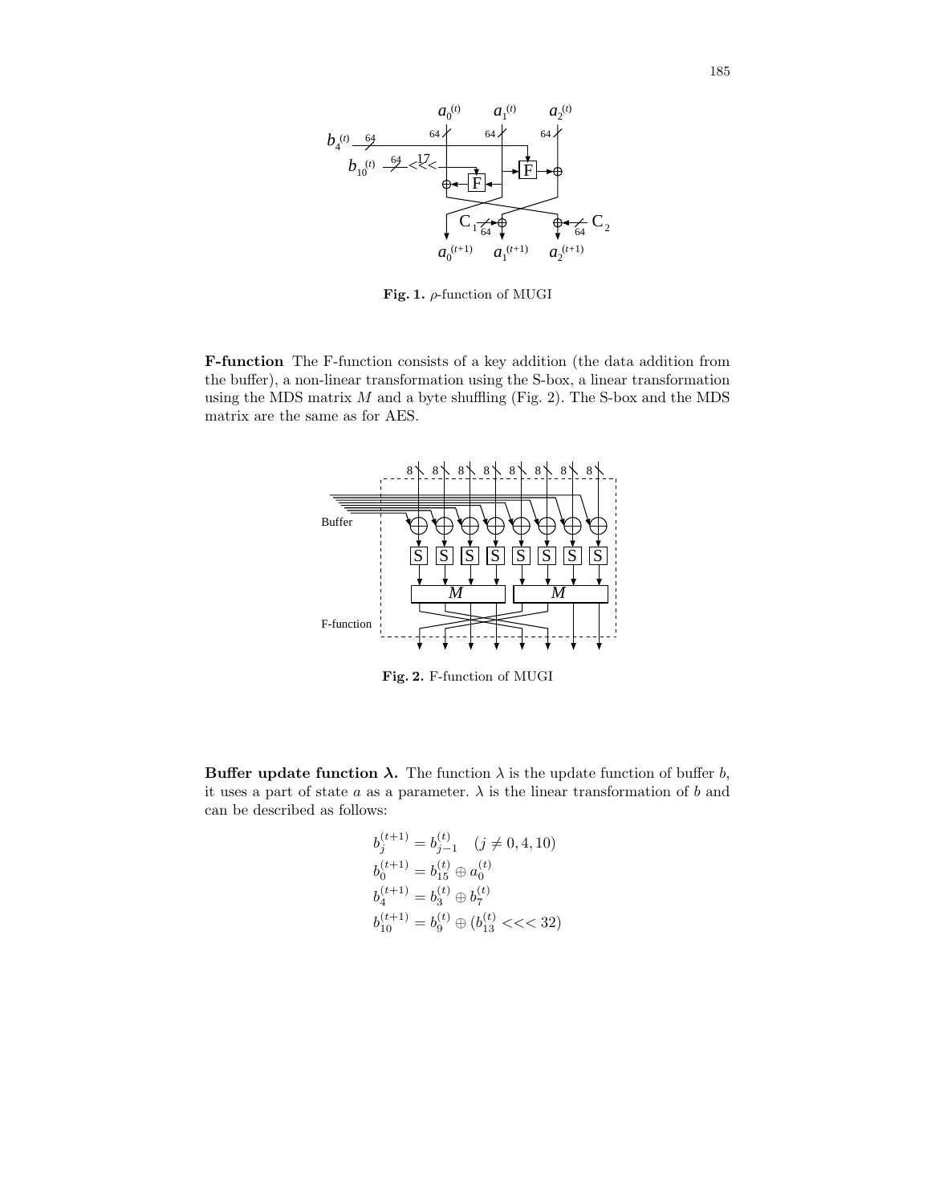**Fig. 1.** $\rho$-function of MUGI

**F-function** The F-function consists of a key addition (the data addition from the buffer), a non-linear transformation using the S-box, a linear transformation using the MDS matrix $M$ and a byte shuffling (Fig. 2). The S-box and the MDS matrix are the same as for AES.

**Fig. 2.** F-function of MUGI

**Buffer update function $\boldsymbol{\lambda}$.** The function $\lambda$ is the update function of buffer $b$, it uses a part of state $a$ as a parameter. $\lambda$ is the linear transformation of $b$ and can be described as follows:

$$
\begin{aligned}
b_j^{(t+1)} &= b_{j-1}^{(t)} \quad (j \neq 0, 4, 10) \\
b_0^{(t+1)} &= b_{15}^{(t)} \oplus a_0^{(t)} \\
b_4^{(t+1)} &= b_3^{(t)} \oplus b_7^{(t)} \\
b_{10}^{(t+1)} &= b_9^{(t)} \oplus (b_{13}^{(t)} <<< 32)
\end{aligned}
$$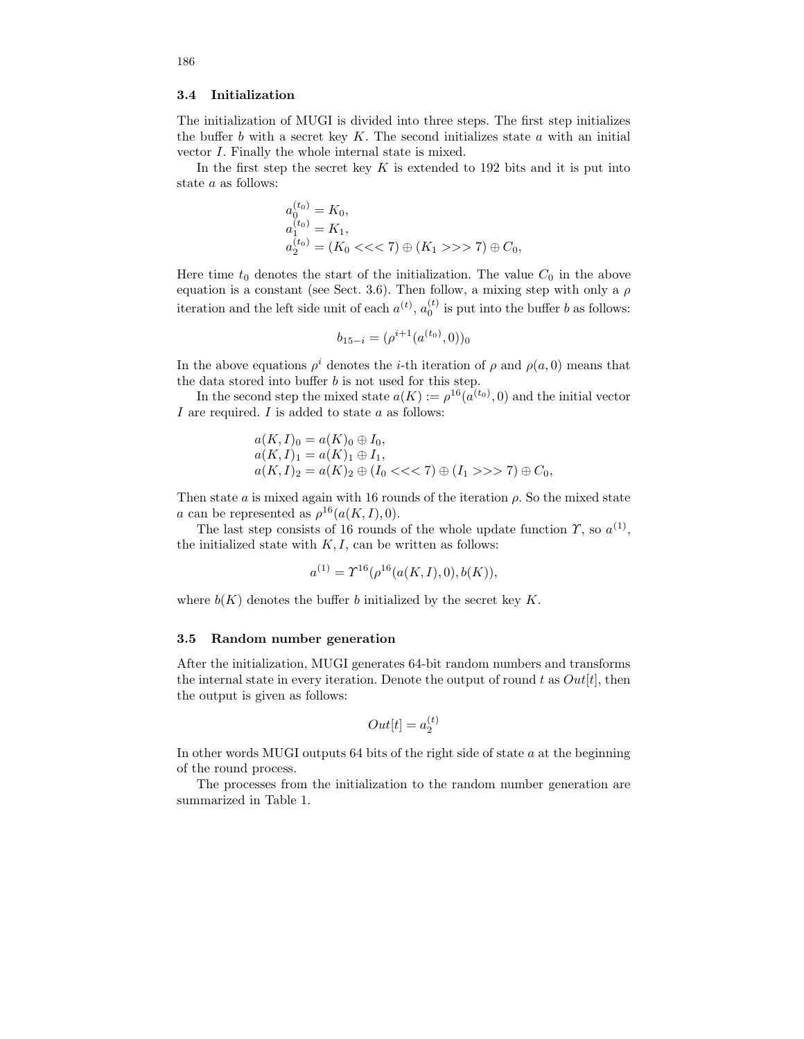### 3.4 Initialization

The initialization of MUGI is divided into three steps. The first step initializes the buffer $b$ with a secret key $K$. The second initializes state $a$ with an initial vector $I$. Finally the whole internal state is mixed.

In the first step the secret key $K$ is extended to 192 bits and it is put into state $a$ as follows:

$$
\begin{aligned}
a_0^{(t_0)} &= K_0, \\
a_1^{(t_0)} &= K_1, \\
a_2^{(t_0)} &= (K_0 <<< 7) \oplus (K_1 >>> 7) \oplus C_0,
\end{aligned}
$$

Here time $t_0$ denotes the start of the initialization. The value $C_0$ in the above equation is a constant (see Sect. 3.6). Then follow, a mixing step with only a $\rho$ iteration and the left side unit of each $a^{(t)}$, $a_0^{(t)}$ is put into the buffer $b$ as follows:

$$
b_{15-i} = (\rho^{i+1}(a^{(t_0)}, 0))_0
$$

In the above equations $\rho^i$ denotes the $i$-th iteration of $\rho$ and $\rho(a, 0)$ means that the data stored into buffer $b$ is not used for this step.

In the second step the mixed state $a(K) := \rho^{16}(a^{(t_0)}, 0)$ and the initial vector $I$ are required. $I$ is added to state $a$ as follows:

$$
\begin{aligned}
a(K,I)_0 &= a(K)_0 \oplus I_0, \\
a(K,I)_1 &= a(K)_1 \oplus I_1, \\
a(K,I)_2 &= a(K)_2 \oplus (I_0 <<< 7) \oplus (I_1 >>> 7) \oplus C_0,
\end{aligned}
$$

Then state $a$ is mixed again with 16 rounds of the iteration $\rho$. So the mixed state $a$ can be represented as $\rho^{16}(a(K,I), 0)$.

The last step consists of 16 rounds of the whole update function $\Upsilon$, so $a^{(1)}$, the initialized state with $K, I$, can be written as follows:

$$
a^{(1)} = \Upsilon^{16}(\rho^{16}(a(K,I), 0), b(K)),
$$

where $b(K)$ denotes the buffer $b$ initialized by the secret key $K$.

### 3.5 Random number generation

After the initialization, MUGI generates 64-bit random numbers and transforms the internal state in every iteration. Denote the output of round $t$ as $Out[t]$, then the output is given as follows:

$$
Out[t] = a_2^{(t)}
$$

In other words MUGI outputs 64 bits of the right side of state $a$ at the beginning of the round process.

The processes from the initialization to the random number generation are summarized in Table 1.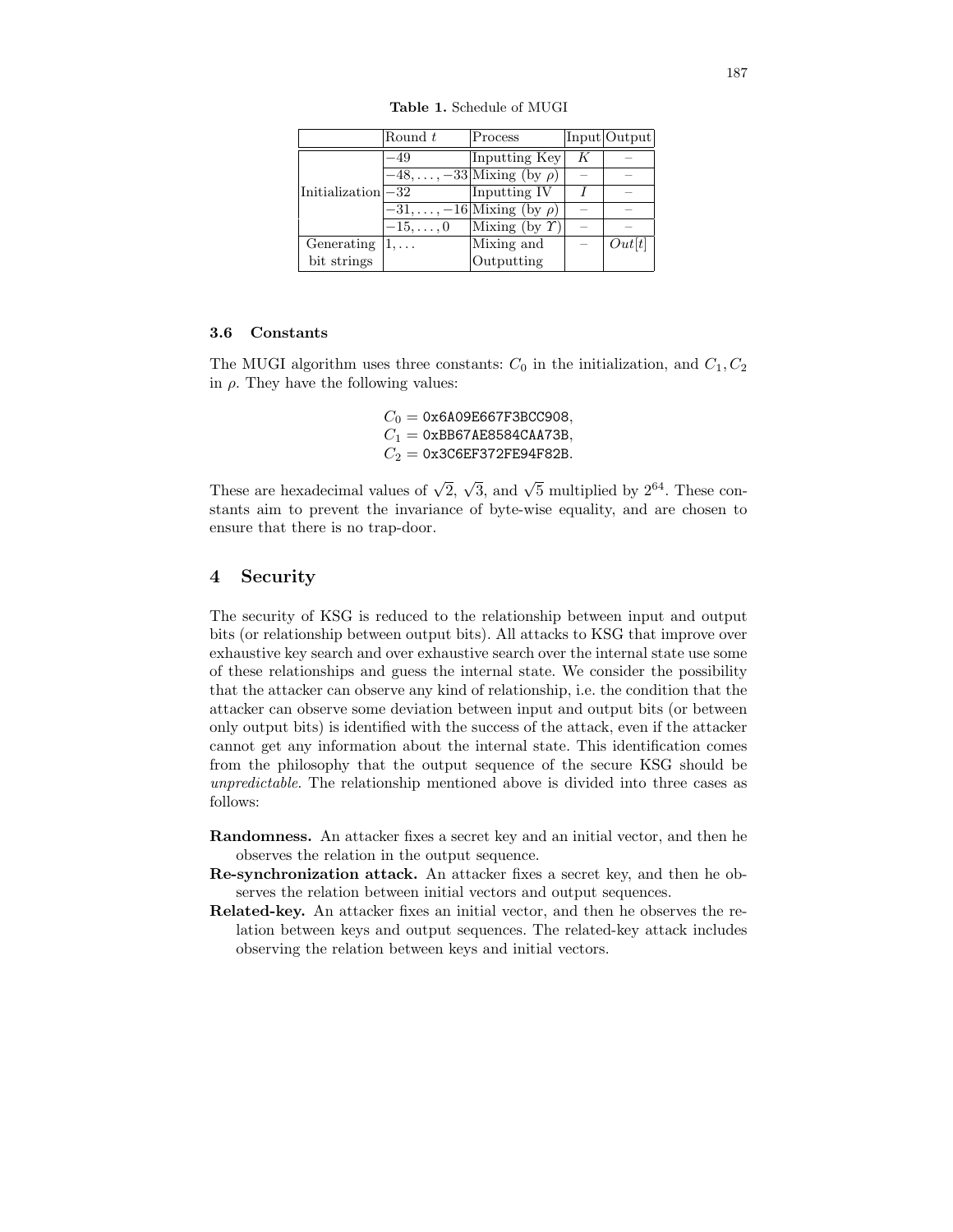**Table 1.** Schedule of MUGI

| | Round $t$ | Process | Input | Output |
|---|---|---|---|---|
| Initialization | $-49$ | Inputting Key | $K$ | – |
| | $-48, \ldots, -33$ | Mixing (by $\rho$) | – | – |
| | $-32$ | Inputting IV | $I$ | – |
| | $-31, \ldots, -16$ | Mixing (by $\rho$) | – | – |
| | $-15, \ldots, 0$ | Mixing (by $\Upsilon$) | – | – |
| Generating bit strings | $1, \ldots$ | Mixing and Outputting | – | $Out[t]$ |

### 3.6 Constants

The MUGI algorithm uses three constants: $C_0$ in the initialization, and $C_1, C_2$ in $\rho$. They have the following values:

$$C_0 = \texttt{0x6A09E667F3BCC908},$$
$$C_1 = \texttt{0xBB67AE8584CAA73B},$$
$$C_2 = \texttt{0x3C6EF372FE94F82B}.$$

These are hexadecimal values of $\sqrt{2}$, $\sqrt{3}$, and $\sqrt{5}$ multiplied by $2^{64}$. These constants aim to prevent the invariance of byte-wise equality, and are chosen to ensure that there is no trap-door.

## 4 Security

The security of KSG is reduced to the relationship between input and output bits (or relationship between output bits). All attacks to KSG that improve over exhaustive key search and over exhaustive search over the internal state use some of these relationships and guess the internal state. We consider the possibility that the attacker can observe any kind of relationship, i.e. the condition that the attacker can observe some deviation between input and output bits (or between only output bits) is identified with the success of the attack, even if the attacker cannot get any information about the internal state. This identification comes from the philosophy that the output sequence of the secure KSG should be *unpredictable*. The relationship mentioned above is divided into three cases as follows:

**Randomness.** An attacker fixes a secret key and an initial vector, and then he observes the relation in the output sequence.

**Re-synchronization attack.** An attacker fixes a secret key, and then he observes the relation between initial vectors and output sequences.

**Related-key.** An attacker fixes an initial vector, and then he observes the relation between keys and output sequences. The related-key attack includes observing the relation between keys and initial vectors.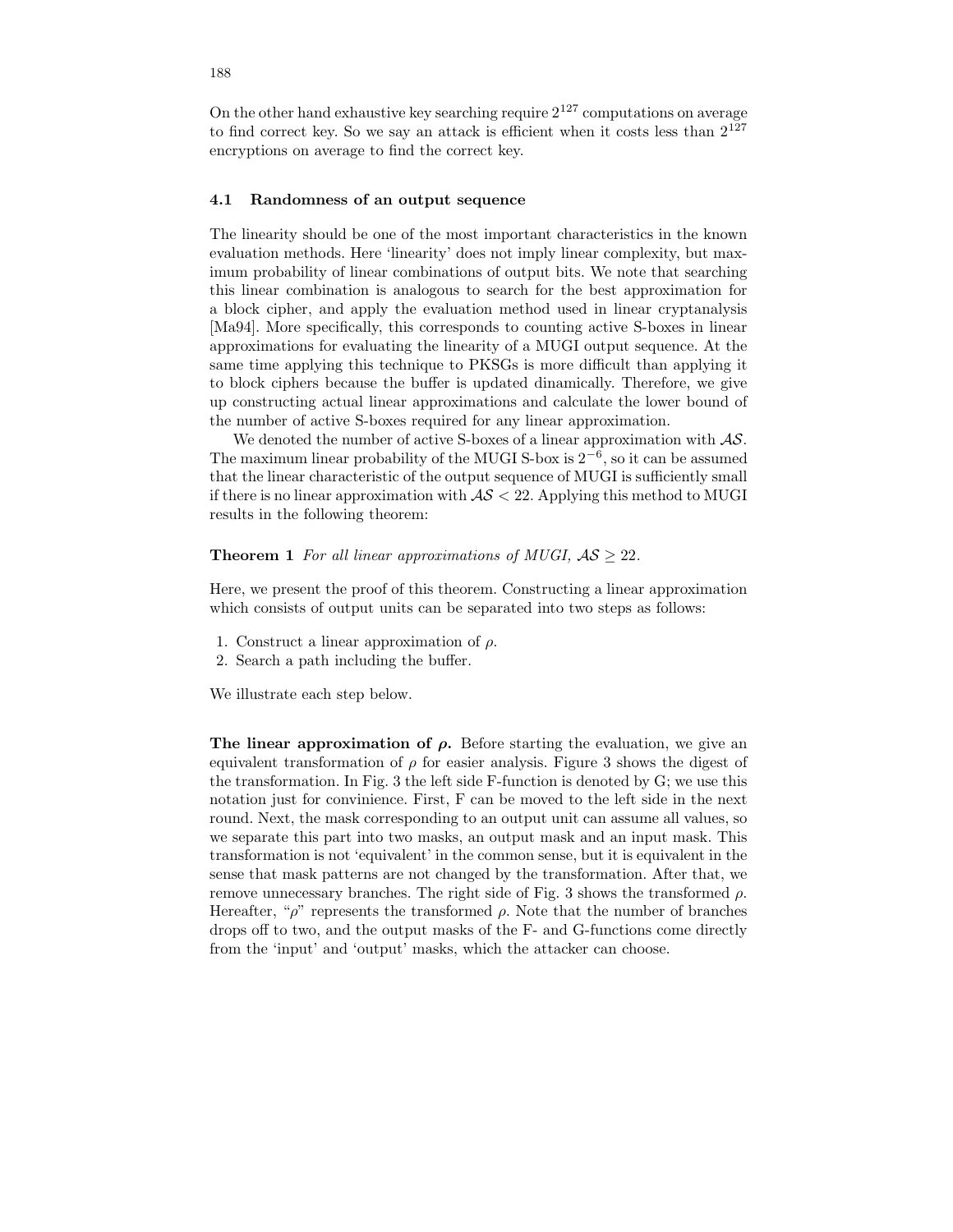On the other hand exhaustive key searching require $2^{127}$ computations on average to find correct key. So we say an attack is efficient when it costs less than $2^{127}$ encryptions on average to find the correct key.

### 4.1 Randomness of an output sequence

The linearity should be one of the most important characteristics in the known evaluation methods. Here 'linearity' does not imply linear complexity, but maximum probability of linear combinations of output bits. We note that searching this linear combination is analogous to search for the best approximation for a block cipher, and apply the evaluation method used in linear cryptanalysis [Ma94]. More specifically, this corresponds to counting active S-boxes in linear approximations for evaluating the linearity of a MUGI output sequence. At the same time applying this technique to PKSGs is more difficult than applying it to block ciphers because the buffer is updated dinamically. Therefore, we give up constructing actual linear approximations and calculate the lower bound of the number of active S-boxes required for any linear approximation.

We denoted the number of active S-boxes of a linear approximation with $\mathcal{AS}$. The maximum linear probability of the MUGI S-box is $2^{-6}$, so it can be assumed that the linear characteristic of the output sequence of MUGI is sufficiently small if there is no linear approximation with $\mathcal{AS} < 22$. Applying this method to MUGI results in the following theorem:

**Theorem 1** *For all linear approximations of MUGI, $\mathcal{AS} \geq 22$.*

Here, we present the proof of this theorem. Constructing a linear approximation which consists of output units can be separated into two steps as follows:

1. Construct a linear approximation of $\rho$.
2. Search a path including the buffer.

We illustrate each step below.

**The linear approximation of $\boldsymbol{\rho}$.** Before starting the evaluation, we give an equivalent transformation of $\rho$ for easier analysis. Figure 3 shows the digest of the transformation. In Fig. 3 the left side F-function is denoted by G; we use this notation just for convinience. First, F can be moved to the left side in the next round. Next, the mask corresponding to an output unit can assume all values, so we separate this part into two masks, an output mask and an input mask. This transformation is not 'equivalent' in the common sense, but it is equivalent in the sense that mask patterns are not changed by the transformation. After that, we remove unnecessary branches. The right side of Fig. 3 shows the transformed $\rho$. Hereafter, "$\rho$" represents the transformed $\rho$. Note that the number of branches drops off to two, and the output masks of the F- and G-functions come directly from the 'input' and 'output' masks, which the attacker can choose.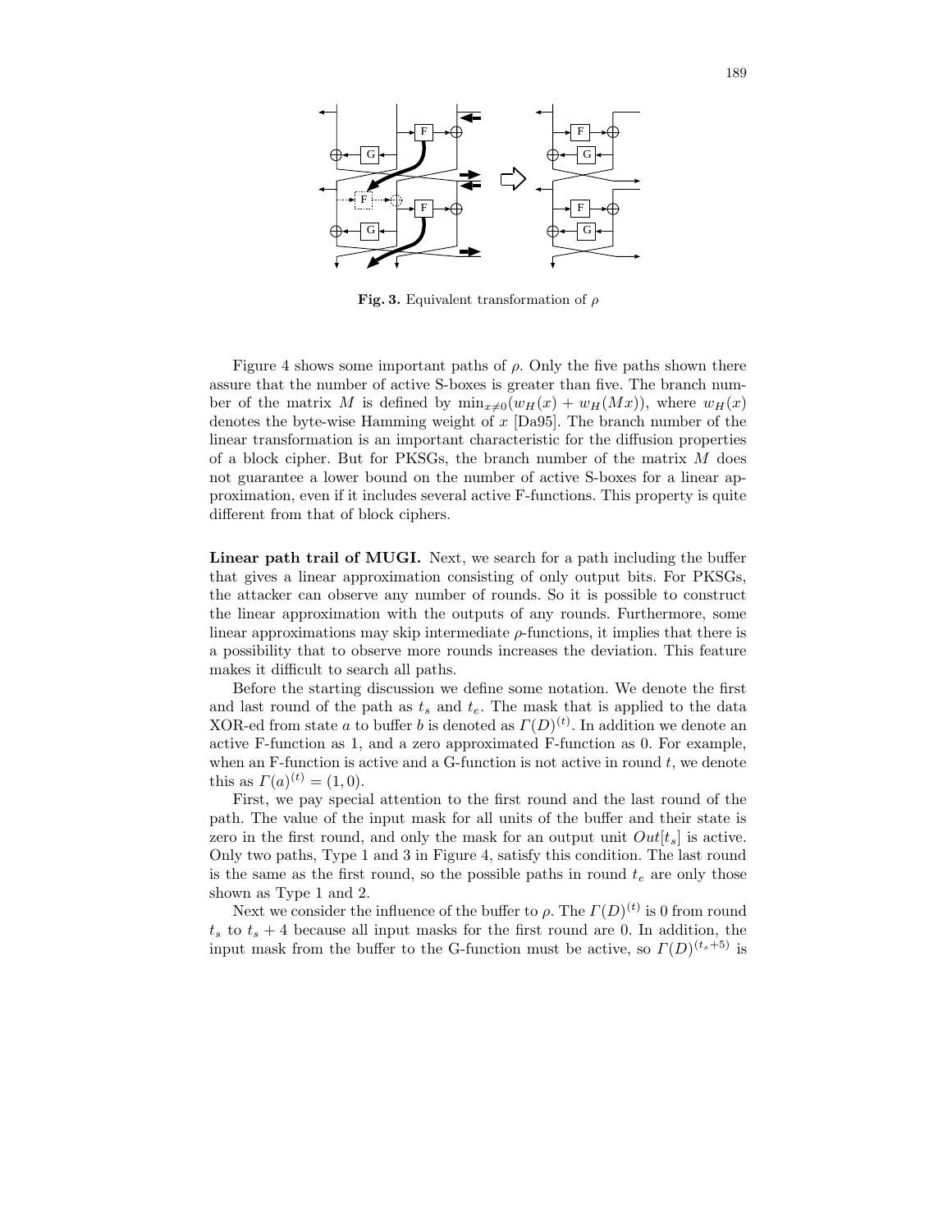**Fig. 3.** Equivalent transformation of $\rho$

Figure 4 shows some important paths of $\rho$. Only the five paths shown there assure that the number of active S-boxes is greater than five. The branch number of the matrix $M$ is defined by $\min_{x \neq 0}(w_H(x) + w_H(Mx))$, where $w_H(x)$ denotes the byte-wise Hamming weight of $x$ [Da95]. The branch number of the linear transformation is an important characteristic for the diffusion properties of a block cipher. But for PKSGs, the branch number of the matrix $M$ does not guarantee a lower bound on the number of active S-boxes for a linear approximation, even if it includes several active F-functions. This property is quite different from that of block ciphers.

**Linear path trail of MUGI.** Next, we search for a path including the buffer that gives a linear approximation consisting of only output bits. For PKSGs, the attacker can observe any number of rounds. So it is possible to construct the linear approximation with the outputs of any rounds. Furthermore, some linear approximations may skip intermediate $\rho$-functions, it implies that there is a possibility that to observe more rounds increases the deviation. This feature makes it difficult to search all paths.

Before the starting discussion we define some notation. We denote the first and last round of the path as $t_s$ and $t_e$. The mask that is applied to the data XOR-ed from state $a$ to buffer $b$ is denoted as $\Gamma(D)^{(t)}$. In addition we denote an active F-function as 1, and a zero approximated F-function as 0. For example, when an F-function is active and a G-function is not active in round $t$, we denote this as $\Gamma(a)^{(t)} = (1, 0)$.

First, we pay special attention to the first round and the last round of the path. The value of the input mask for all units of the buffer and their state is zero in the first round, and only the mask for an output unit $Out[t_s]$ is active. Only two paths, Type 1 and 3 in Figure 4, satisfy this condition. The last round is the same as the first round, so the possible paths in round $t_e$ are only those shown as Type 1 and 2.

Next we consider the influence of the buffer to $\rho$. The $\Gamma(D)^{(t)}$ is 0 from round $t_s$ to $t_s + 4$ because all input masks for the first round are 0. In addition, the input mask from the buffer to the G-function must be active, so $\Gamma(D)^{(t_s+5)}$ is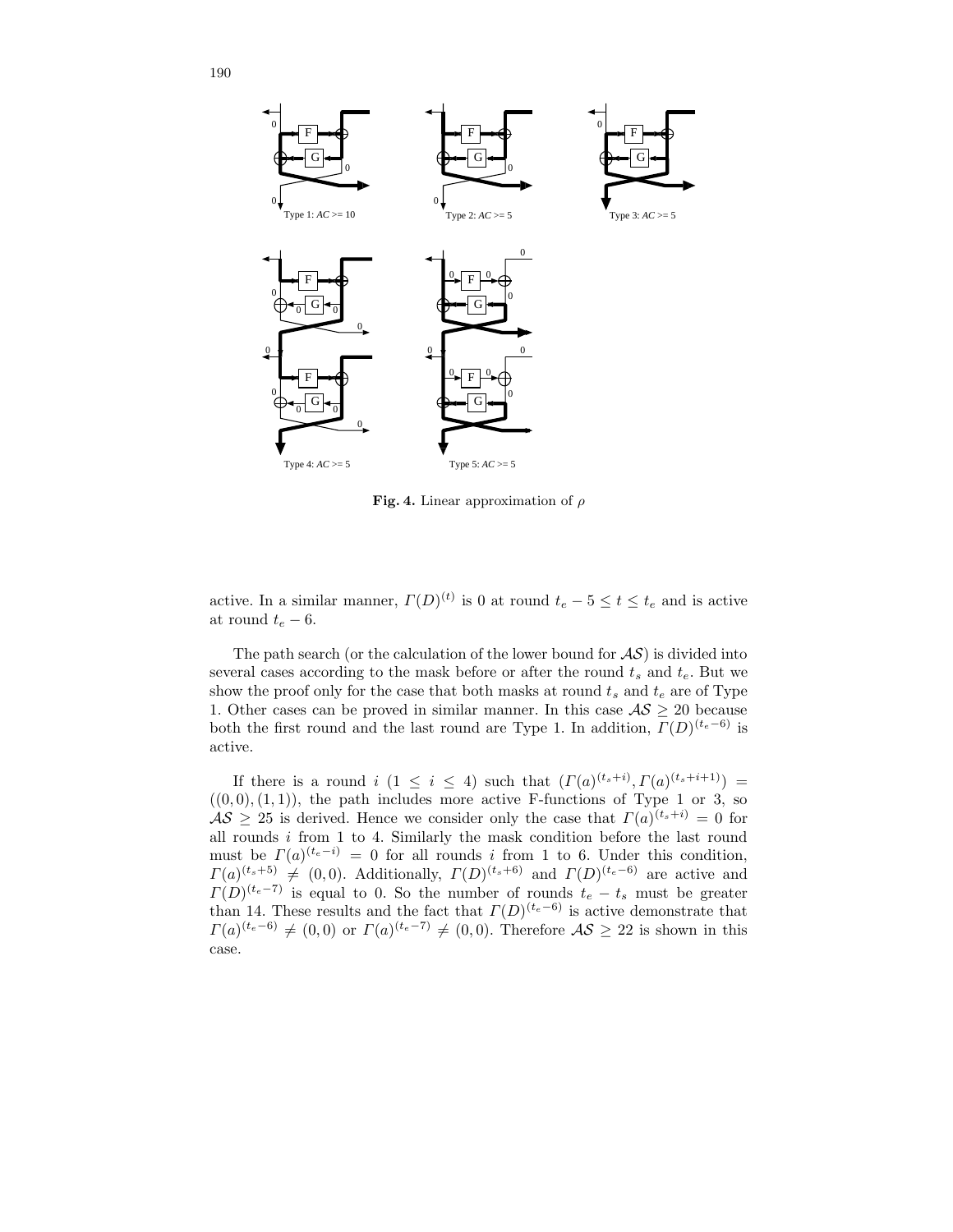Type 1: $AC >= 10$

Type 2: $AC >= 5$

Type 3: $AC >= 5$

Type 4: $AC >= 5$

Type 5: $AC >= 5$

**Fig. 4.** Linear approximation of $\rho$

active. In a similar manner, $\Gamma(D)^{(t)}$ is 0 at round $t_e - 5 \leq t \leq t_e$ and is active at round $t_e - 6$.

The path search (or the calculation of the lower bound for $\mathcal{AS}$) is divided into several cases according to the mask before or after the round $t_s$ and $t_e$. But we show the proof only for the case that both masks at round $t_s$ and $t_e$ are of Type 1. Other cases can be proved in similar manner. In this case $\mathcal{AS} \geq 20$ because both the first round and the last round are Type 1. In addition, $\Gamma(D)^{(t_e-6)}$ is active.

If there is a round $i$ $(1 \leq i \leq 4)$ such that $(\Gamma(a)^{(t_s+i)}, \Gamma(a)^{(t_s+i+1)}) = ((0,0),(1,1))$, the path includes more active F-functions of Type 1 or 3, so $\mathcal{AS} \geq 25$ is derived. Hence we consider only the case that $\Gamma(a)^{(t_s+i)} = 0$ for all rounds $i$ from 1 to 4. Similarly the mask condition before the last round must be $\Gamma(a)^{(t_e-i)} = 0$ for all rounds $i$ from 1 to 6. Under this condition, $\Gamma(a)^{(t_s+5)} \neq (0,0)$. Additionally, $\Gamma(D)^{(t_s+6)}$ and $\Gamma(D)^{(t_e-6)}$ are active and $\Gamma(D)^{(t_e-7)}$ is equal to 0. So the number of rounds $t_e - t_s$ must be greater than 14. These results and the fact that $\Gamma(D)^{(t_e-6)}$ is active demonstrate that $\Gamma(a)^{(t_e-6)} \neq (0,0)$ or $\Gamma(a)^{(t_e-7)} \neq (0,0)$. Therefore $\mathcal{AS} \geq 22$ is shown in this case.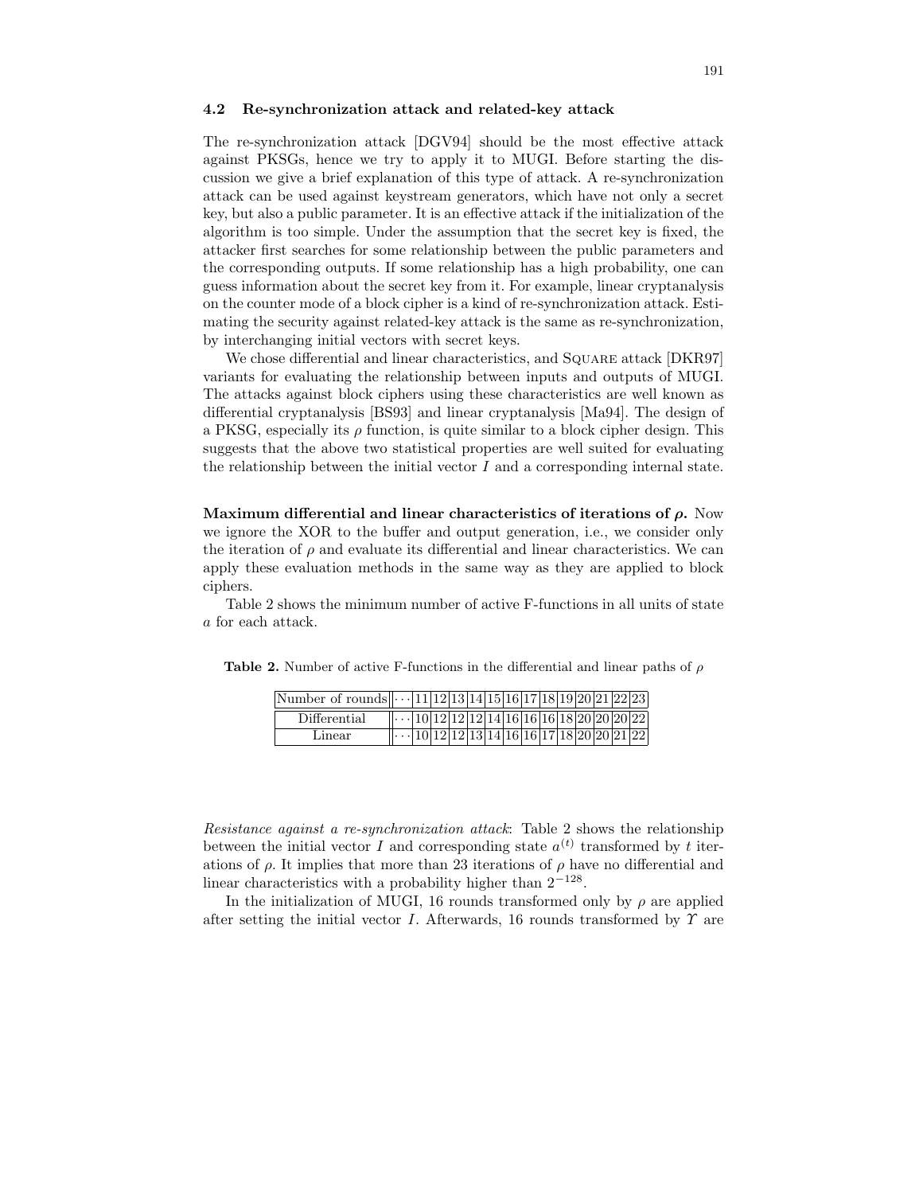### 4.2 Re-synchronization attack and related-key attack

The re-synchronization attack [DGV94] should be the most effective attack against PKSGs, hence we try to apply it to MUGI. Before starting the discussion we give a brief explanation of this type of attack. A re-synchronization attack can be used against keystream generators, which have not only a secret key, but also a public parameter. It is an effective attack if the initialization of the algorithm is too simple. Under the assumption that the secret key is fixed, the attacker first searches for some relationship between the public parameters and the corresponding outputs. If some relationship has a high probability, one can guess information about the secret key from it. For example, linear cryptanalysis on the counter mode of a block cipher is a kind of re-synchronization attack. Estimating the security against related-key attack is the same as re-synchronization, by interchanging initial vectors with secret keys.

We chose differential and linear characteristics, and Square attack [DKR97] variants for evaluating the relationship between inputs and outputs of MUGI. The attacks against block ciphers using these characteristics are well known as differential cryptanalysis [BS93] and linear cryptanalysis [Ma94]. The design of a PKSG, especially its $\rho$ function, is quite similar to a block cipher design. This suggests that the above two statistical properties are well suited for evaluating the relationship between the initial vector $I$ and a corresponding internal state.

**Maximum differential and linear characteristics of iterations of $\rho$.** Now we ignore the XOR to the buffer and output generation, i.e., we consider only the iteration of $\rho$ and evaluate its differential and linear characteristics. We can apply these evaluation methods in the same way as they are applied to block ciphers.

Table 2 shows the minimum number of active F-functions in all units of state $a$ for each attack.

**Table 2.** Number of active F-functions in the differential and linear paths of $\rho$

| Number of rounds | $\cdots$ | 11 | 12 | 13 | 14 | 15 | 16 | 17 | 18 | 19 | 20 | 21 | 22 | 23 |
|---|---|---|---|---|---|---|---|---|---|---|---|---|---|---|
| Differential | $\cdots$ | 10 | 12 | 12 | 12 | 14 | 16 | 16 | 16 | 18 | 20 | 20 | 20 | 22 |
| Linear | $\cdots$ | 10 | 12 | 12 | 13 | 14 | 16 | 16 | 17 | 18 | 20 | 20 | 21 | 22 |

*Resistance against a re-synchronization attack*: Table 2 shows the relationship between the initial vector $I$ and corresponding state $a^{(t)}$ transformed by $t$ iterations of $\rho$. It implies that more than 23 iterations of $\rho$ have no differential and linear characteristics with a probability higher than $2^{-128}$.

In the initialization of MUGI, 16 rounds transformed only by $\rho$ are applied after setting the initial vector $I$. Afterwards, 16 rounds transformed by $\Upsilon$ are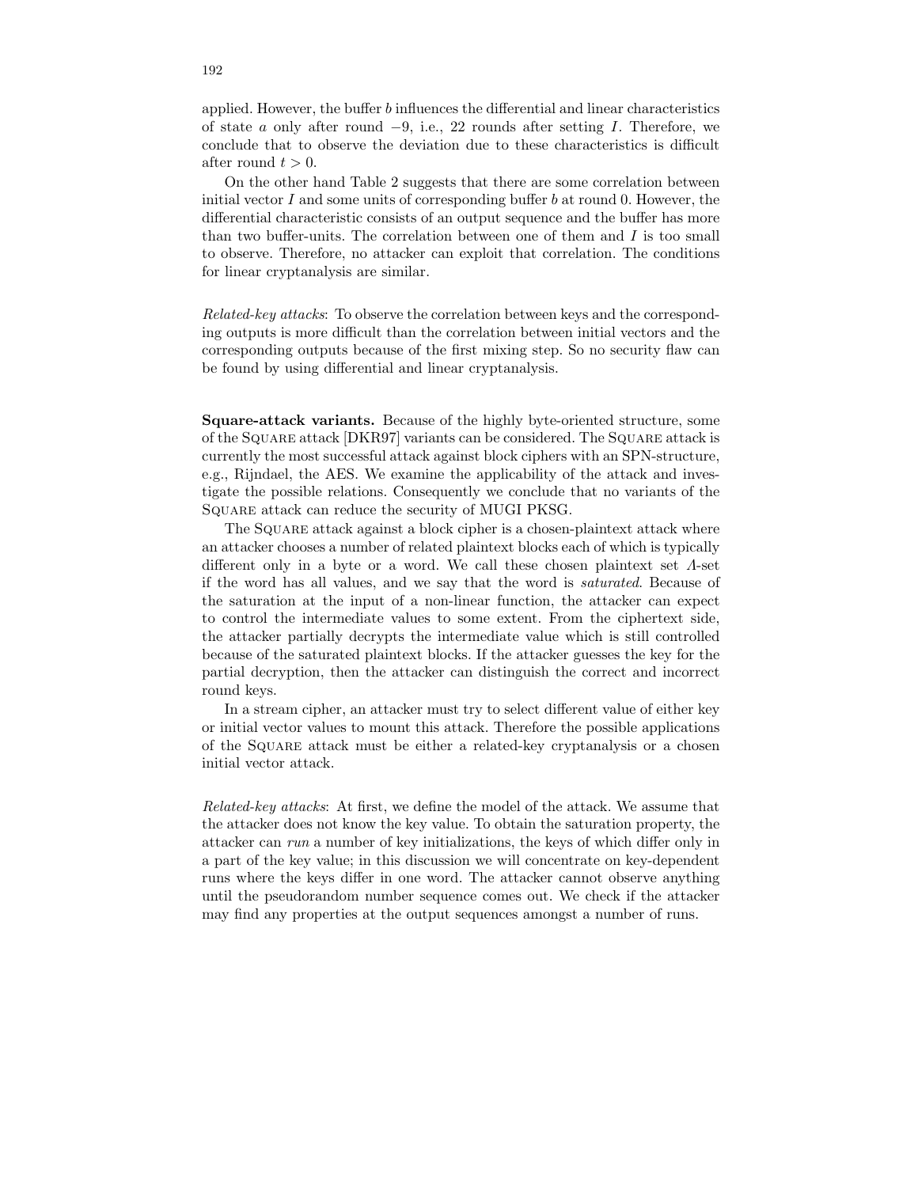applied. However, the buffer $b$ influences the differential and linear characteristics of state $a$ only after round $-9$, i.e., 22 rounds after setting $I$. Therefore, we conclude that to observe the deviation due to these characteristics is difficult after round $t > 0$.

On the other hand Table 2 suggests that there are some correlation between initial vector $I$ and some units of corresponding buffer $b$ at round 0. However, the differential characteristic consists of an output sequence and the buffer has more than two buffer-units. The correlation between one of them and $I$ is too small to observe. Therefore, no attacker can exploit that correlation. The conditions for linear cryptanalysis are similar.

*Related-key attacks*: To observe the correlation between keys and the corresponding outputs is more difficult than the correlation between initial vectors and the corresponding outputs because of the first mixing step. So no security flaw can be found by using differential and linear cryptanalysis.

**Square-attack variants.** Because of the highly byte-oriented structure, some of the Square attack [DKR97] variants can be considered. The Square attack is currently the most successful attack against block ciphers with an SPN-structure, e.g., Rijndael, the AES. We examine the applicability of the attack and investigate the possible relations. Consequently we conclude that no variants of the Square attack can reduce the security of MUGI PKSG.

The Square attack against a block cipher is a chosen-plaintext attack where an attacker chooses a number of related plaintext blocks each of which is typically different only in a byte or a word. We call these chosen plaintext set $\Lambda$-set if the word has all values, and we say that the word is *saturated*. Because of the saturation at the input of a non-linear function, the attacker can expect to control the intermediate values to some extent. From the ciphertext side, the attacker partially decrypts the intermediate value which is still controlled because of the saturated plaintext blocks. If the attacker guesses the key for the partial decryption, then the attacker can distinguish the correct and incorrect round keys.

In a stream cipher, an attacker must try to select different value of either key or initial vector values to mount this attack. Therefore the possible applications of the Square attack must be either a related-key cryptanalysis or a chosen initial vector attack.

*Related-key attacks*: At first, we define the model of the attack. We assume that the attacker does not know the key value. To obtain the saturation property, the attacker can *run* a number of key initializations, the keys of which differ only in a part of the key value; in this discussion we will concentrate on key-dependent runs where the keys differ in one word. The attacker cannot observe anything until the pseudorandom number sequence comes out. We check if the attacker may find any properties at the output sequences amongst a number of runs.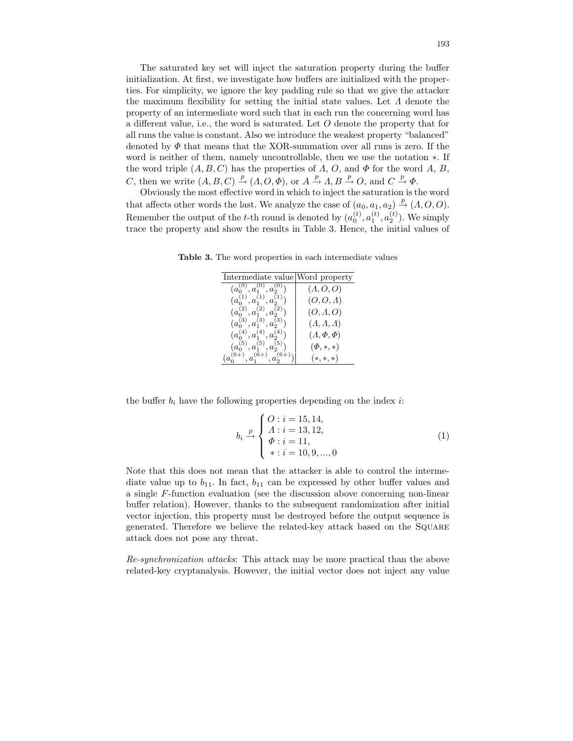The saturated key set will inject the saturation property during the buffer initialization. At first, we investigate how buffers are initialized with the properties. For simplicity, we ignore the key padding rule so that we give the attacker the maximum flexibility for setting the initial state values. Let $\Lambda$ denote the property of an intermediate word such that in each run the concerning word has a different value, i.e., the word is saturated. Let $O$ denote the property that for all runs the value is constant. Also we introduce the weakest property "balanced" denoted by $\Phi$ that means that the XOR-summation over all runs is zero. If the word is neither of them, namely uncontrollable, then we use the notation $*$. If the word triple $(A, B, C)$ has the properties of $\Lambda$, $O$, and $\Phi$ for the word $A$, $B$, $C$, then we write $(A, B, C) \xrightarrow{p} (\Lambda, O, \Phi)$, or $A \xrightarrow{p} \Lambda, B \xrightarrow{p} O$, and $C \xrightarrow{p} \Phi$.

Obviously the most effective word in which to inject the saturation is the word that affects other words the last. We analyze the case of $(a_0, a_1, a_2) \xrightarrow{p} (\Lambda, O, O)$. Remember the output of the $t$-th round is denoted by $(a_0^{(t)}, a_1^{(t)}, a_2^{(t)})$. We simply trace the property and show the results in Table 3. Hence, the initial values of

**Table 3.** The word properties in each intermediate values

| Intermediate value | Word property |
|---|---|
| $(a_0^{(0)}, a_1^{(0)}, a_2^{(0)})$ | $(\Lambda, O, O)$ |
| $(a_0^{(1)}, a_1^{(1)}, a_2^{(1)})$ | $(O, O, \Lambda)$ |
| $(a_0^{(2)}, a_1^{(2)}, a_2^{(2)})$ | $(O, \Lambda, O)$ |
| $(a_0^{(3)}, a_1^{(3)}, a_2^{(3)})$ | $(\Lambda, \Lambda, \Lambda)$ |
| $(a_0^{(4)}, a_1^{(4)}, a_2^{(4)})$ | $(\Lambda, \Phi, \Phi)$ |
| $(a_0^{(5)}, a_1^{(5)}, a_2^{(5)})$ | $(\Phi, *, *)$ |
| $(a_0^{(6+)}, a_1^{(6+)}, a_2^{(6+)})$ | $(*, *, *)$ |

the buffer $b_i$ have the following properties depending on the index $i$:

$$b_i \xrightarrow{p} \begin{cases} O : i = 15, 14, \\ \Lambda : i = 13, 12, \\ \Phi : i = 11, \\ * : i = 10, 9, ..., 0 \end{cases} \tag{1}$$

Note that this does not mean that the attacker is able to control the intermediate value up to $b_{11}$. In fact, $b_{11}$ can be expressed by other buffer values and a single $F$-function evaluation (see the discussion above concerning non-linear buffer relation). However, thanks to the subsequent randomization after initial vector injection, this property must be destroyed before the output sequence is generated. Therefore we believe the related-key attack based on the SQUARE attack does not pose any threat.

*Re-synchronization attacks*: This attack may be more practical than the above related-key cryptanalysis. However, the initial vector does not inject any value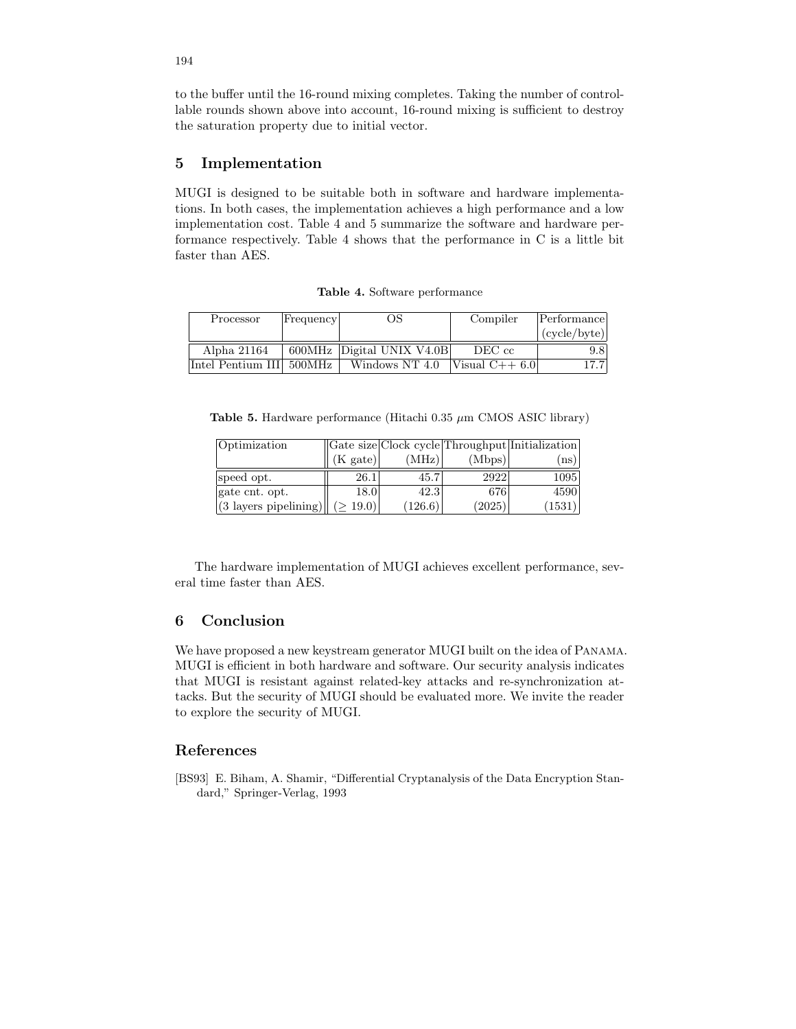to the buffer until the 16-round mixing completes. Taking the number of controllable rounds shown above into account, 16-round mixing is sufficient to destroy the saturation property due to initial vector.

## 5 Implementation

MUGI is designed to be suitable both in software and hardware implementations. In both cases, the implementation achieves a high performance and a low implementation cost. Table 4 and 5 summarize the software and hardware performance respectively. Table 4 shows that the performance in C is a little bit faster than AES.

**Table 4.** Software performance

| Processor | Frequency | OS | Compiler | Performance (cycle/byte) |
|---|---|---|---|---|
| Alpha 21164 | 600MHz | Digital UNIX V4.0B | DEC cc | 9.8 |
| Intel Pentium III | 500MHz | Windows NT 4.0 | Visual C++ 6.0 | 17.7 |

**Table 5.** Hardware performance (Hitachi 0.35 $\mu$m CMOS ASIC library)

| Optimization | Gate size (K gate) | Clock cycle (MHz) | Throughput (Mbps) | Initialization (ns) |
|---|---|---|---|---|
| speed opt. | 26.1 | 45.7 | 2922 | 1095 |
| gate cnt. opt. | 18.0 | 42.3 | 676 | 4590 |
| (3 layers pipelining) | ($\geq$ 19.0) | (126.6) | (2025) | (1531) |

The hardware implementation of MUGI achieves excellent performance, several time faster than AES.

## 6 Conclusion

We have proposed a new keystream generator MUGI built on the idea of Panama. MUGI is efficient in both hardware and software. Our security analysis indicates that MUGI is resistant against related-key attacks and re-synchronization attacks. But the security of MUGI should be evaluated more. We invite the reader to explore the security of MUGI.

## References

[BS93] E. Biham, A. Shamir, "Differential Cryptanalysis of the Data Encryption Standard," Springer-Verlag, 1993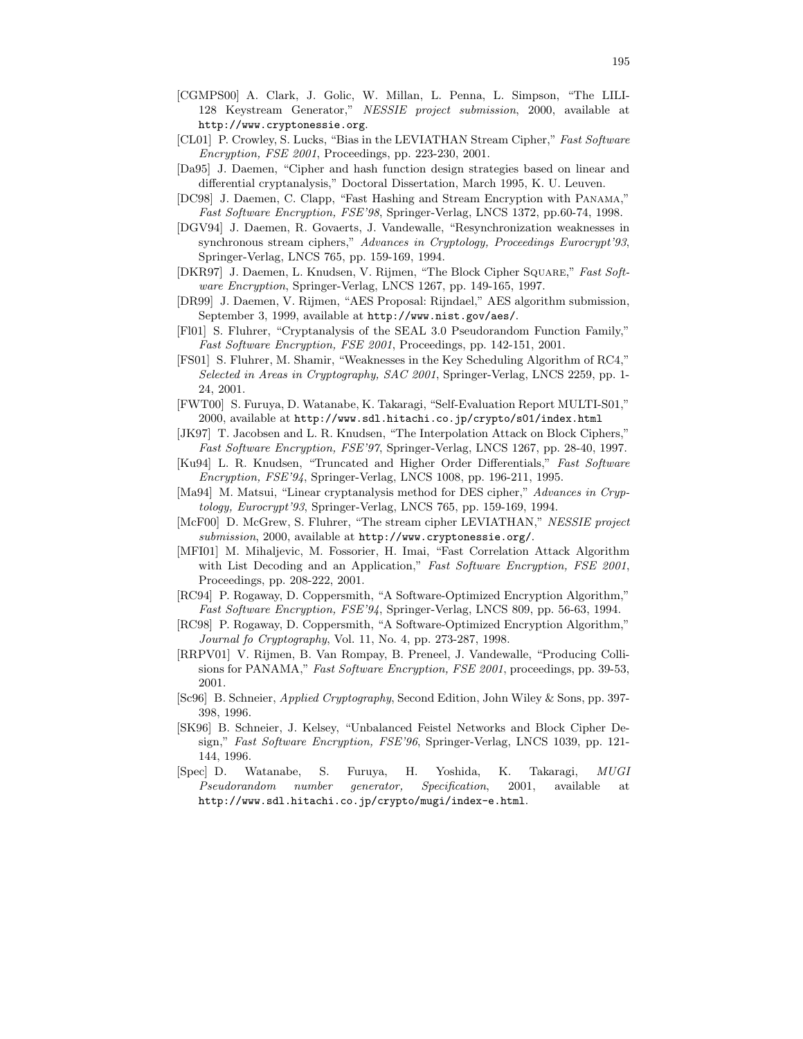[CGMPS00] A. Clark, J. Golic, W. Millan, L. Penna, L. Simpson, "The LILI-128 Keystream Generator," *NESSIE project submission*, 2000, available at `http://www.cryptonessie.org`.

[CL01] P. Crowley, S. Lucks, "Bias in the LEVIATHAN Stream Cipher," *Fast Software Encryption, FSE 2001*, Proceedings, pp. 223-230, 2001.

[Da95] J. Daemen, "Cipher and hash function design strategies based on linear and differential cryptanalysis," Doctoral Dissertation, March 1995, K. U. Leuven.

[DC98] J. Daemen, C. Clapp, "Fast Hashing and Stream Encryption with Panama," *Fast Software Encryption, FSE'98*, Springer-Verlag, LNCS 1372, pp.60-74, 1998.

[DGV94] J. Daemen, R. Govaerts, J. Vandewalle, "Resynchronization weaknesses in synchronous stream ciphers," *Advances in Cryptology, Proceedings Eurocrypt'93*, Springer-Verlag, LNCS 765, pp. 159-169, 1994.

[DKR97] J. Daemen, L. Knudsen, V. Rijmen, "The Block Cipher Square," *Fast Software Encryption*, Springer-Verlag, LNCS 1267, pp. 149-165, 1997.

[DR99] J. Daemen, V. Rijmen, "AES Proposal: Rijndael," AES algorithm submission, September 3, 1999, available at `http://www.nist.gov/aes/`.

[Fl01] S. Fluhrer, "Cryptanalysis of the SEAL 3.0 Pseudorandom Function Family," *Fast Software Encryption, FSE 2001*, Proceedings, pp. 142-151, 2001.

[FS01] S. Fluhrer, M. Shamir, "Weaknesses in the Key Scheduling Algorithm of RC4," *Selected in Areas in Cryptography, SAC 2001*, Springer-Verlag, LNCS 2259, pp. 1-24, 2001.

[FWT00] S. Furuya, D. Watanabe, K. Takaragi, "Self-Evaluation Report MULTI-S01," 2000, available at `http://www.sdl.hitachi.co.jp/crypto/s01/index.html`

[JK97] T. Jacobsen and L. R. Knudsen, "The Interpolation Attack on Block Ciphers," *Fast Software Encryption, FSE'97*, Springer-Verlag, LNCS 1267, pp. 28-40, 1997.

[Ku94] L. R. Knudsen, "Truncated and Higher Order Differentials," *Fast Software Encryption, FSE'94*, Springer-Verlag, LNCS 1008, pp. 196-211, 1995.

[Ma94] M. Matsui, "Linear cryptanalysis method for DES cipher," *Advances in Cryptology, Eurocrypt'93*, Springer-Verlag, LNCS 765, pp. 159-169, 1994.

[McF00] D. McGrew, S. Fluhrer, "The stream cipher LEVIATHAN," *NESSIE project submission*, 2000, available at `http://www.cryptonessie.org/`.

[MFI01] M. Mihaljevic, M. Fossorier, H. Imai, "Fast Correlation Attack Algorithm with List Decoding and an Application," *Fast Software Encryption, FSE 2001*, Proceedings, pp. 208-222, 2001.

[RC94] P. Rogaway, D. Coppersmith, "A Software-Optimized Encryption Algorithm," *Fast Software Encryption, FSE'94*, Springer-Verlag, LNCS 809, pp. 56-63, 1994.

[RC98] P. Rogaway, D. Coppersmith, "A Software-Optimized Encryption Algorithm," *Journal fo Cryptography*, Vol. 11, No. 4, pp. 273-287, 1998.

[RRPV01] V. Rijmen, B. Van Rompay, B. Preneel, J. Vandewalle, "Producing Collisions for PANAMA," *Fast Software Encryption, FSE 2001*, proceedings, pp. 39-53, 2001.

[Sc96] B. Schneier, *Applied Cryptography*, Second Edition, John Wiley & Sons, pp. 397-398, 1996.

[SK96] B. Schneier, J. Kelsey, "Unbalanced Feistel Networks and Block Cipher Design," *Fast Software Encryption, FSE'96*, Springer-Verlag, LNCS 1039, pp. 121-144, 1996.

[Spec] D. Watanabe, S. Furuya, H. Yoshida, K. Takaragi, *MUGI Pseudorandom number generator, Specification*, 2001, available at `http://www.sdl.hitachi.co.jp/crypto/mugi/index-e.html`.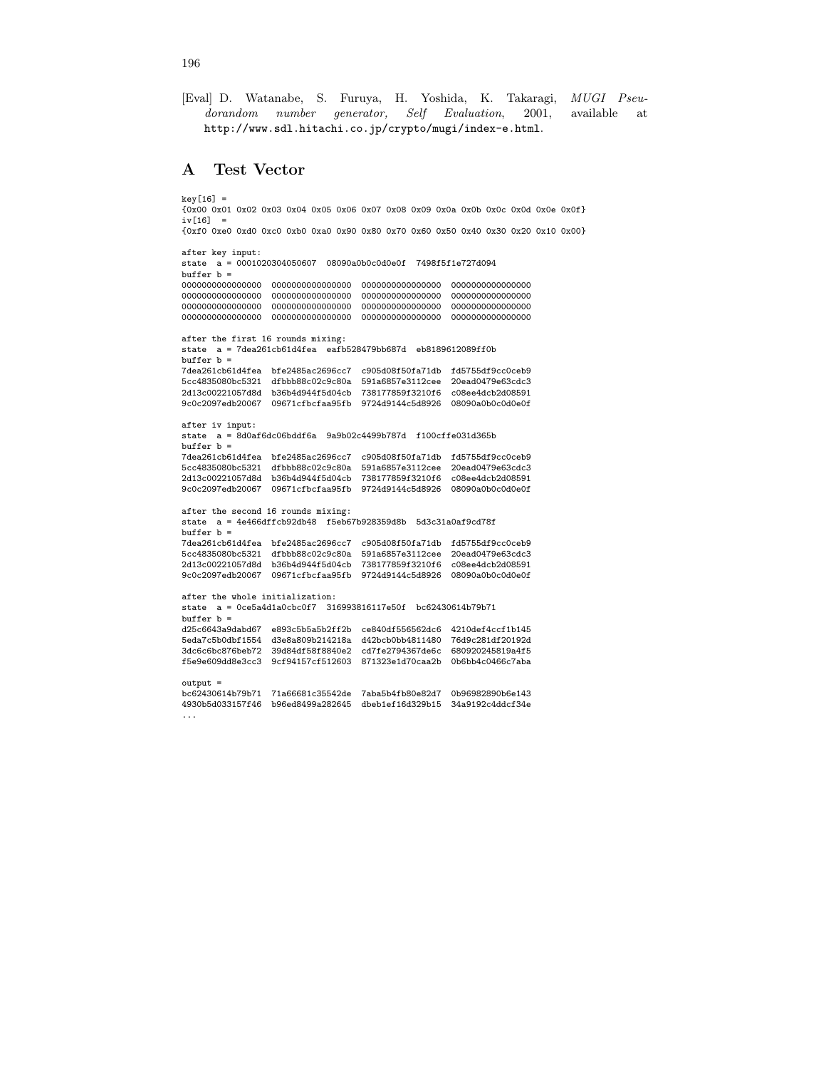[Eval] D. Watanabe, S. Furuya, H. Yoshida, K. Takaragi, *MUGI Pseudorandom number generator, Self Evaluation*, 2001, available at http://www.sdl.hitachi.co.jp/crypto/mugi/index-e.html.

## A Test Vector

```
key[16] =
{0x00 0x01 0x02 0x03 0x04 0x05 0x06 0x07 0x08 0x09 0x0a 0x0b 0x0c 0x0d 0x0e 0x0f}
iv[16]  =
{0xf0 0xe0 0xd0 0xc0 0xb0 0xa0 0x90 0x80 0x70 0x60 0x50 0x40 0x30 0x20 0x10 0x00}

after key input:
state  a = 0001020304050607  08090a0b0c0d0e0f  7498f5f1e727d094
buffer b =
0000000000000000  0000000000000000  0000000000000000  0000000000000000
0000000000000000  0000000000000000  0000000000000000  0000000000000000
0000000000000000  0000000000000000  0000000000000000  0000000000000000
0000000000000000  0000000000000000  0000000000000000  0000000000000000

after the first 16 rounds mixing:
state  a = 7dea261cb61d4fea  eafb528479bb687d  eb8189612089ff0b
buffer b =
7dea261cb61d4fea  bfe2485ac2696cc7  c905d08f50fa71db  fd5755df9cc0ceb9
5cc4835080bc5321  dfbbb88c02c9c80a  591a6857e3112cee  20ead0479e63cdc3
2d13c00221057d8d  b36b4d944f5d04cb  738177859f3210f6  c08ee4dcb2d08591
9c0c2097edb20067  09671cfbcfaa95fb  9724d9144c5d8926  08090a0b0c0d0e0f

after iv input:
state  a = 8d0af6dc06bddf6a  9a9b02c4499b787d  f100cffe031d365b
buffer b =
7dea261cb61d4fea  bfe2485ac2696cc7  c905d08f50fa71db  fd5755df9cc0ceb9
5cc4835080bc5321  dfbbb88c02c9c80a  591a6857e3112cee  20ead0479e63cdc3
2d13c00221057d8d  b36b4d944f5d04cb  738177859f3210f6  c08ee4dcb2d08591
9c0c2097edb20067  09671cfbcfaa95fb  9724d9144c5d8926  08090a0b0c0d0e0f

after the second 16 rounds mixing:
state  a = 4e466dffcb92db48  f5eb67b928359d8b  5d3c31a0af9cd78f
buffer b =
7dea261cb61d4fea  bfe2485ac2696cc7  c905d08f50fa71db  fd5755df9cc0ceb9
5cc4835080bc5321  dfbbb88c02c9c80a  591a6857e3112cee  20ead0479e63cdc3
2d13c00221057d8d  b36b4d944f5d04cb  738177859f3210f6  c08ee4dcb2d08591
9c0c2097edb20067  09671cfbcfaa95fb  9724d9144c5d8926  08090a0b0c0d0e0f

after the whole initialization:
state  a = 0ce5a4d1a0cbc0f7  316993816117e50f  bc62430614b79b71
buffer b =
d25c6643a9dabd67  e893c5b5a5b2ff2b  ce840df556562dc6  4210def4ccf1b145
5eda7c5b0dbf1554  d3e8a809b214218a  d42bcb0bb4811480  76d9c281df20192d
3dc6c6bc876beb72  39d84df58f8840e2  cd7fe2794367de6c  680920245819a4f5
f5e9e609dd8e3cc3  9cf94157cf512603  871323e1d70caa2b  0b6bb4c0466c7aba

output =
bc62430614b79b71  71a66681c35542de  7aba5b4fb80e82d7  0b96982890b6e143
4930b5d033157f46  b96ed8499a282645  dbeb1ef16d329b15  34a9192c4ddcf34e
...
```